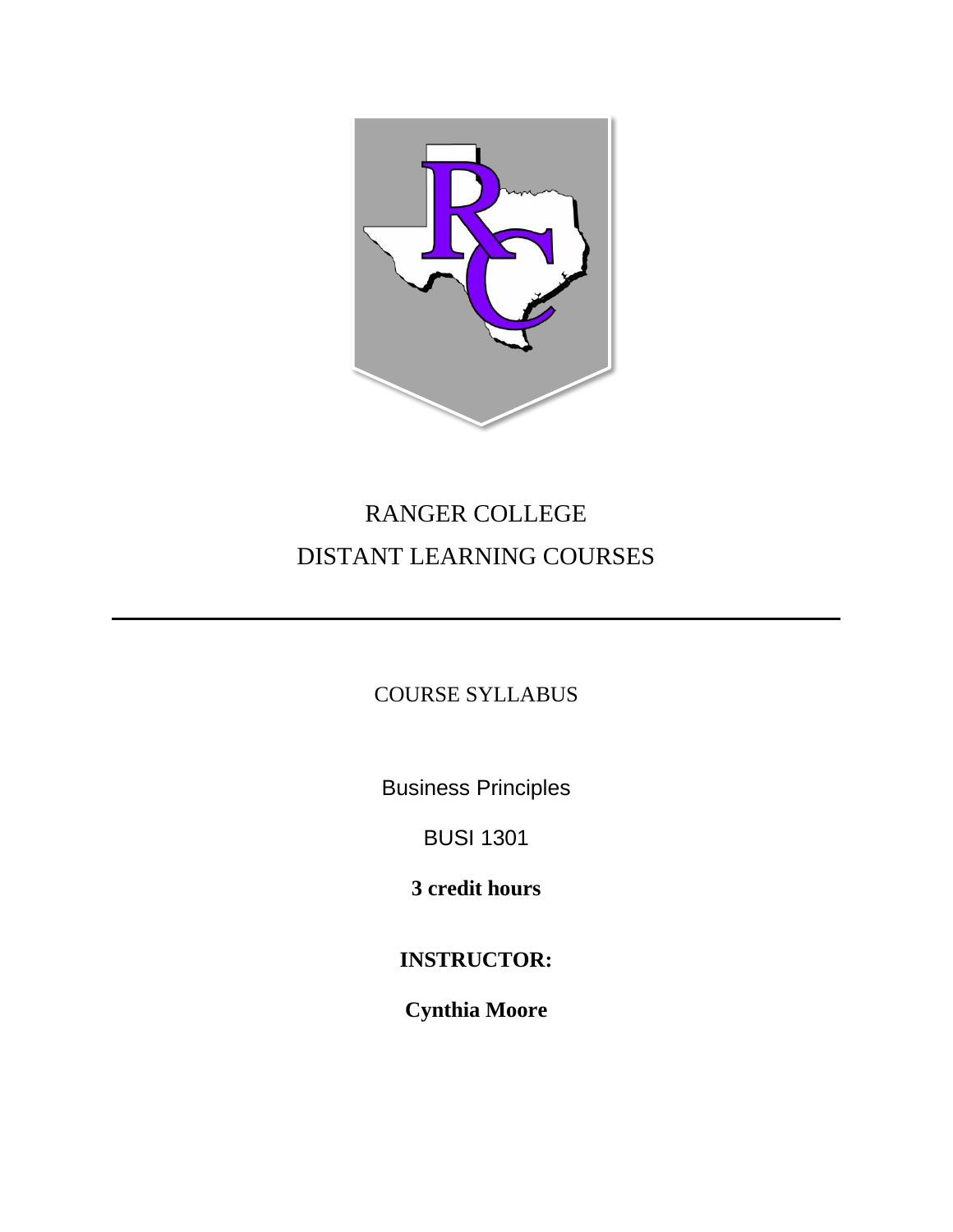# RANGER COLLEGE

# DISTANT LEARNING COURSES

---

COURSE SYLLABUS

Business Principles

BUSI 1301

**3 credit hours**

**INSTRUCTOR:**

**Cynthia Moore**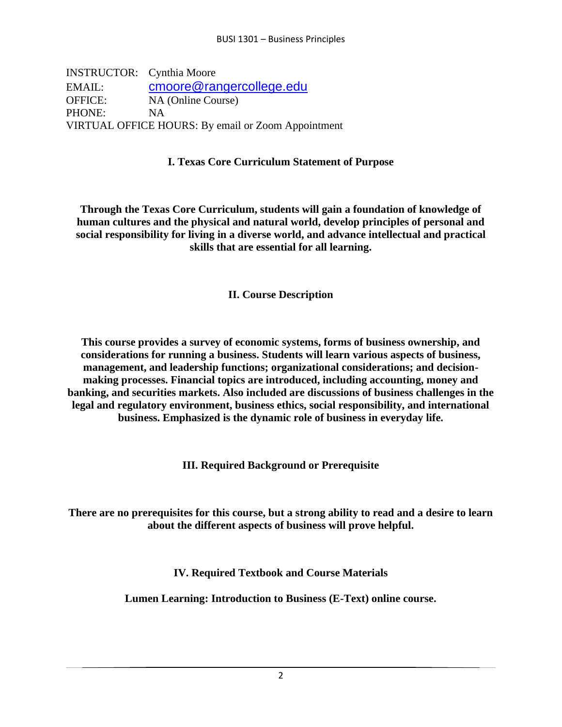INSTRUCTOR: Cynthia Moore
EMAIL: cmoore@rangercollege.edu
OFFICE: NA (Online Course)
PHONE: NA
VIRTUAL OFFICE HOURS: By email or Zoom Appointment

## I. Texas Core Curriculum Statement of Purpose

**Through the Texas Core Curriculum, students will gain a foundation of knowledge of human cultures and the physical and natural world, develop principles of personal and social responsibility for living in a diverse world, and advance intellectual and practical skills that are essential for all learning.**

## II. Course Description

**This course provides a survey of economic systems, forms of business ownership, and considerations for running a business. Students will learn various aspects of business, management, and leadership functions; organizational considerations; and decision-making processes. Financial topics are introduced, including accounting, money and banking, and securities markets. Also included are discussions of business challenges in the legal and regulatory environment, business ethics, social responsibility, and international business. Emphasized is the dynamic role of business in everyday life.**

## III. Required Background or Prerequisite

**There are no prerequisites for this course, but a strong ability to read and a desire to learn about the different aspects of business will prove helpful.**

## IV. Required Textbook and Course Materials

**Lumen Learning: Introduction to Business (E-Text) online course.**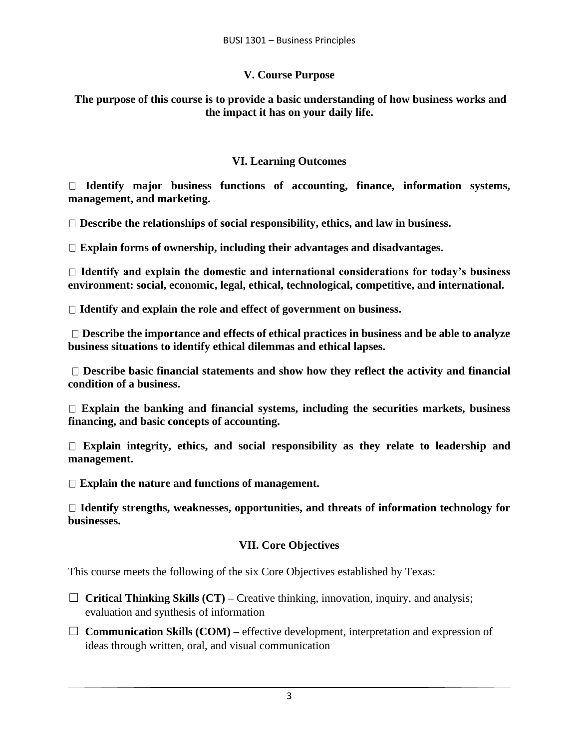### V. Course Purpose

**The purpose of this course is to provide a basic understanding of how business works and the impact it has on your daily life.**

### VI. Learning Outcomes

- **Identify major business functions of accounting, finance, information systems, management, and marketing.**
- **Describe the relationships of social responsibility, ethics, and law in business.**
- **Explain forms of ownership, including their advantages and disadvantages.**
- **Identify and explain the domestic and international considerations for today's business environment: social, economic, legal, ethical, technological, competitive, and international.**
- **Identify and explain the role and effect of government on business.**
- **Describe the importance and effects of ethical practices in business and be able to analyze business situations to identify ethical dilemmas and ethical lapses.**
- **Describe basic financial statements and show how they reflect the activity and financial condition of a business.**
- **Explain the banking and financial systems, including the securities markets, business financing, and basic concepts of accounting.**
- **Explain integrity, ethics, and social responsibility as they relate to leadership and management.**
- **Explain the nature and functions of management.**
- **Identify strengths, weaknesses, opportunities, and threats of information technology for businesses.**

### VII. Core Objectives

This course meets the following of the six Core Objectives established by Texas:

- ☐ **Critical Thinking Skills (CT) –** Creative thinking, innovation, inquiry, and analysis; evaluation and synthesis of information
- ☐ **Communication Skills (COM) –** effective development, interpretation and expression of ideas through written, oral, and visual communication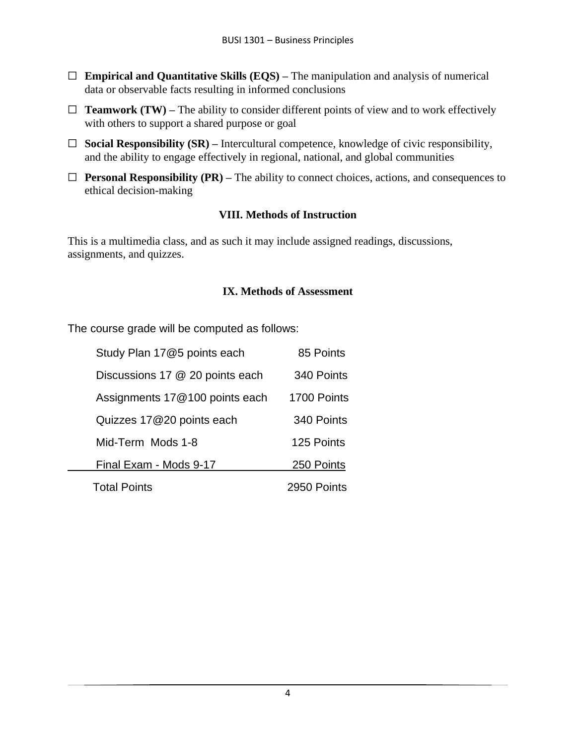- ☐ **Empirical and Quantitative Skills (EQS) –** The manipulation and analysis of numerical data or observable facts resulting in informed conclusions
- ☐ **Teamwork (TW) –** The ability to consider different points of view and to work effectively with others to support a shared purpose or goal
- ☐ **Social Responsibility (SR) –** Intercultural competence, knowledge of civic responsibility, and the ability to engage effectively in regional, national, and global communities
- ☐ **Personal Responsibility (PR) –** The ability to connect choices, actions, and consequences to ethical decision-making

## VIII. Methods of Instruction

This is a multimedia class, and as such it may include assigned readings, discussions, assignments, and quizzes.

## IX. Methods of Assessment

The course grade will be computed as follows:

| | |
|---|---|
| Study Plan 17@5 points each | 85 Points |
| Discussions 17 @ 20 points each | 340 Points |
| Assignments 17@100 points each | 1700 Points |
| Quizzes 17@20 points each | 340 Points |
| Mid-Term Mods 1-8 | 125 Points |
| Final Exam - Mods 9-17 | 250 Points |
| Total Points | 2950 Points |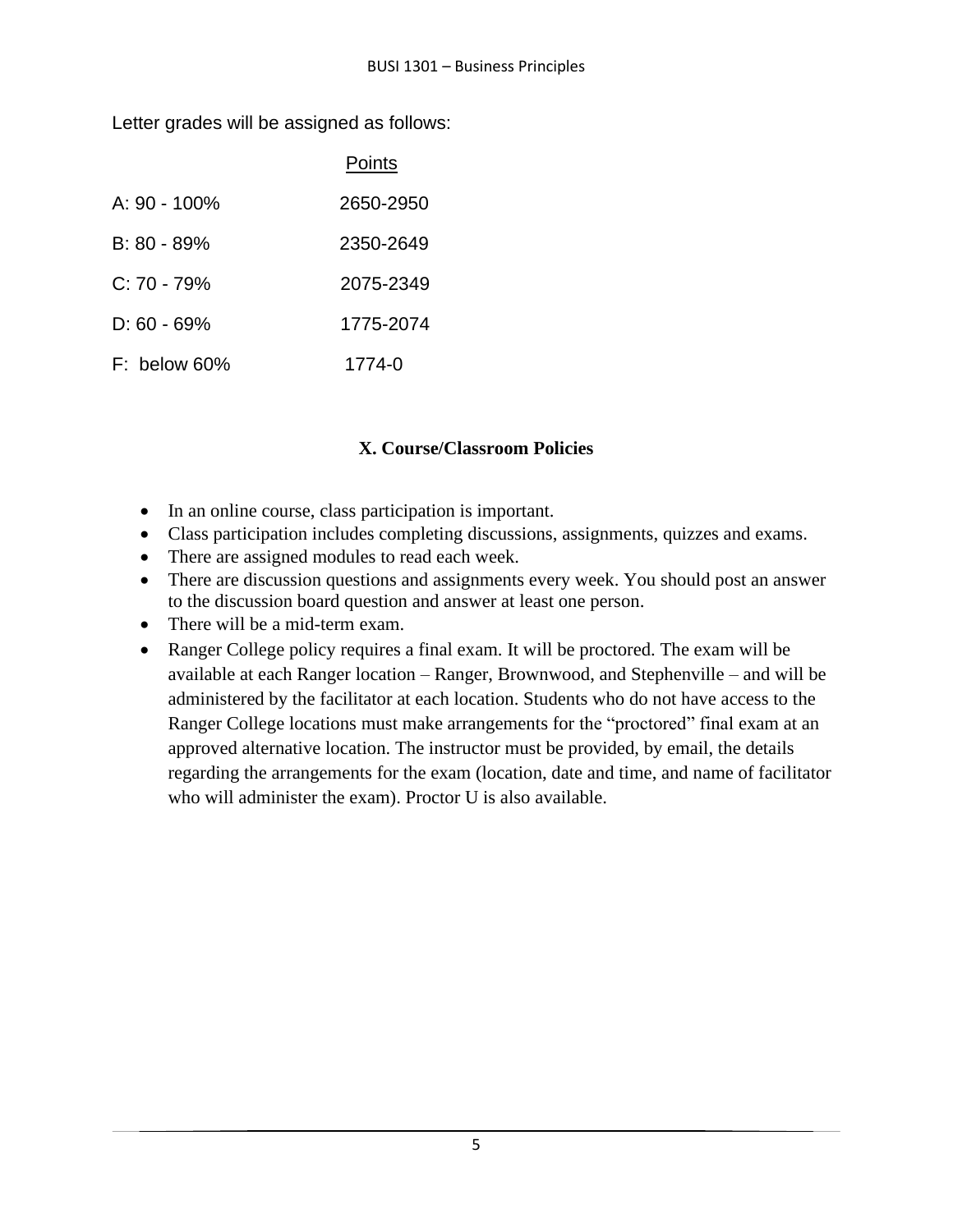Letter grades will be assigned as follows:

| | Points |
|---|---|
| A: 90 - 100% | 2650-2950 |
| B: 80 - 89% | 2350-2649 |
| C: 70 - 79% | 2075-2349 |
| D: 60 - 69% | 1775-2074 |
| F: below 60% | 1774-0 |

## X. Course/Classroom Policies

- In an online course, class participation is important.
- Class participation includes completing discussions, assignments, quizzes and exams.
- There are assigned modules to read each week.
- There are discussion questions and assignments every week. You should post an answer to the discussion board question and answer at least one person.
- There will be a mid-term exam.
- Ranger College policy requires a final exam. It will be proctored. The exam will be available at each Ranger location – Ranger, Brownwood, and Stephenville – and will be administered by the facilitator at each location. Students who do not have access to the Ranger College locations must make arrangements for the "proctored" final exam at an approved alternative location. The instructor must be provided, by email, the details regarding the arrangements for the exam (location, date and time, and name of facilitator who will administer the exam). Proctor U is also available.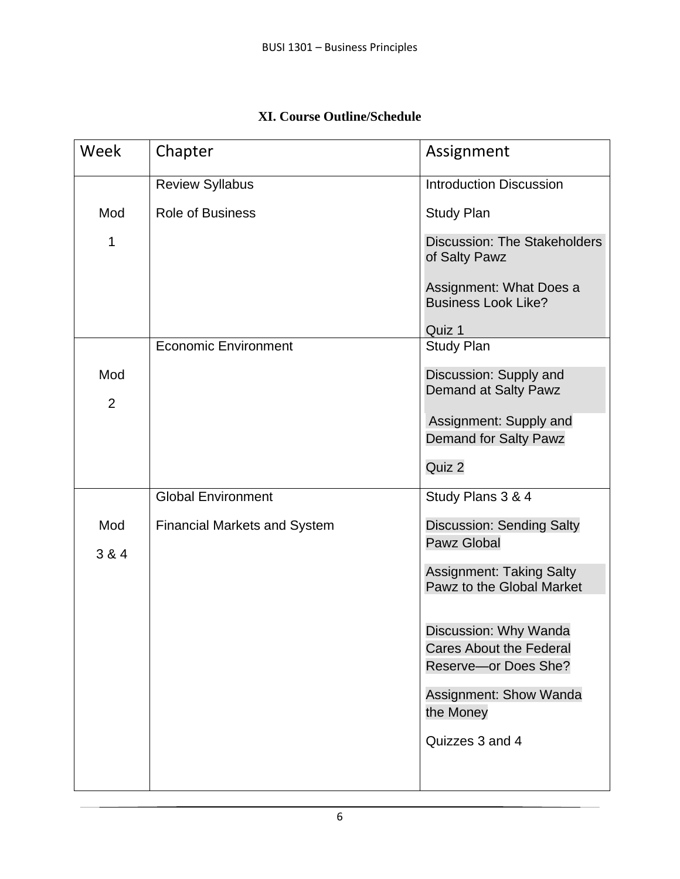### XI. Course Outline/Schedule

| Week | Chapter | Assignment |
|---|---|---|
| Mod 1 | Review Syllabus<br><br>Role of Business | Introduction Discussion<br><br>Study Plan<br><br>Discussion: The Stakeholders of Salty Pawz<br><br>Assignment: What Does a Business Look Like?<br><br>Quiz 1 |
| Mod 2 | Economic Environment | Study Plan<br><br>Discussion: Supply and Demand at Salty Pawz<br><br>Assignment: Supply and Demand for Salty Pawz<br><br>Quiz 2 |
| Mod 3 & 4 | Global Environment<br><br>Financial Markets and System | Study Plans 3 & 4<br><br>Discussion: Sending Salty Pawz Global<br><br>Assignment: Taking Salty Pawz to the Global Market<br><br>Discussion: Why Wanda Cares About the Federal Reserve—or Does She?<br><br>Assignment: Show Wanda the Money<br><br>Quizzes 3 and 4 |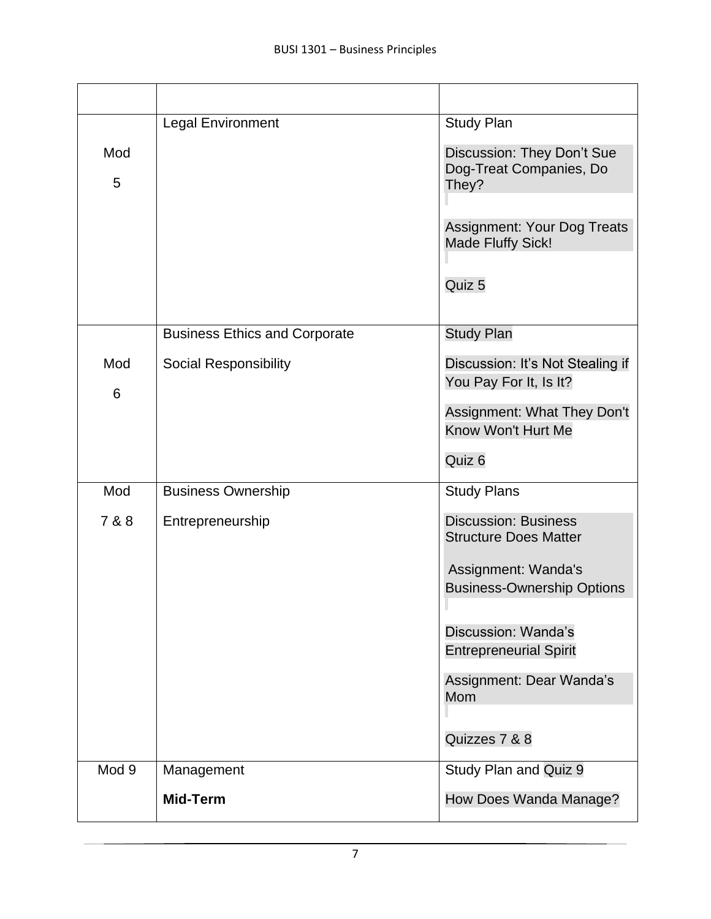| | | |
|---|---|---|
| Mod 5 | Legal Environment | Study Plan<br><br>Discussion: They Don't Sue Dog-Treat Companies, Do They?<br><br>Assignment: Your Dog Treats Made Fluffy Sick!<br><br>Quiz 5 |
| Mod 6 | Business Ethics and Corporate Social Responsibility | Study Plan<br><br>Discussion: It's Not Stealing if You Pay For It, Is It?<br><br>Assignment: What They Don't Know Won't Hurt Me<br><br>Quiz 6 |
| Mod 7 & 8 | Business Ownership<br><br>Entrepreneurship | Study Plans<br><br>Discussion: Business Structure Does Matter<br><br>Assignment: Wanda's Business-Ownership Options<br><br>Discussion: Wanda's Entrepreneurial Spirit<br><br>Assignment: Dear Wanda's Mom<br><br>Quizzes 7 & 8 |
| Mod 9 | Management<br><br>**Mid-Term** | Study Plan and Quiz 9<br><br>How Does Wanda Manage? |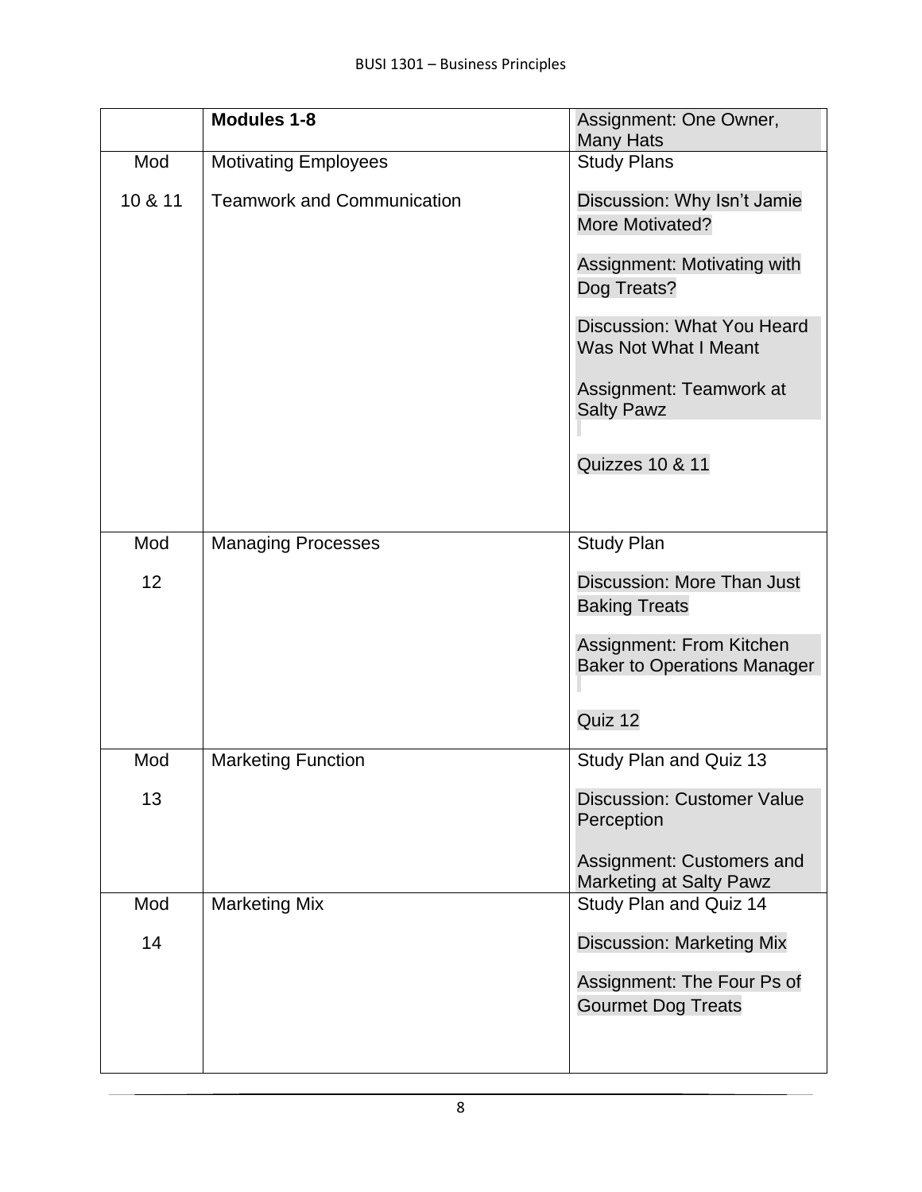| | **Modules 1-8** | Assignment: One Owner, Many Hats |
|---|---|---|
| Mod 10 & 11 | Motivating Employees<br>Teamwork and Communication | Study Plans<br>Discussion: Why Isn't Jamie More Motivated?<br>Assignment: Motivating with Dog Treats?<br>Discussion: What You Heard Was Not What I Meant<br>Assignment: Teamwork at Salty Pawz<br>Quizzes 10 & 11 |
| Mod 12 | Managing Processes | Study Plan<br>Discussion: More Than Just Baking Treats<br>Assignment: From Kitchen Baker to Operations Manager<br>Quiz 12 |
| Mod 13 | Marketing Function | Study Plan and Quiz 13<br>Discussion: Customer Value Perception<br>Assignment: Customers and Marketing at Salty Pawz |
| Mod 14 | Marketing Mix | Study Plan and Quiz 14<br>Discussion: Marketing Mix<br>Assignment: The Four Ps of Gourmet Dog Treats |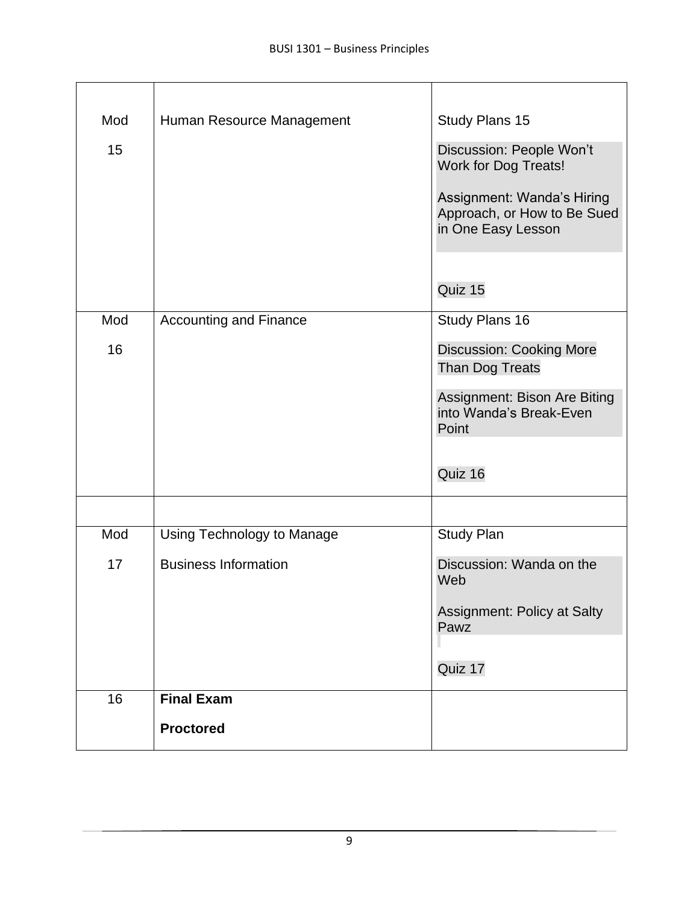| | | |
|---|---|---|
| Mod 15 | Human Resource Management | Study Plans 15<br><br>Discussion: People Won't Work for Dog Treats!<br><br>Assignment: Wanda's Hiring Approach, or How to Be Sued in One Easy Lesson<br><br>Quiz 15 |
| Mod 16 | Accounting and Finance | Study Plans 16<br><br>Discussion: Cooking More Than Dog Treats<br><br>Assignment: Bison Are Biting into Wanda's Break-Even Point<br><br>Quiz 16 |
| | | |
| Mod 17 | Using Technology to Manage Business Information | Study Plan<br><br>Discussion: Wanda on the Web<br><br>Assignment: Policy at Salty Pawz<br><br>Quiz 17 |
| 16 | **Final Exam**<br><br>**Proctored** | |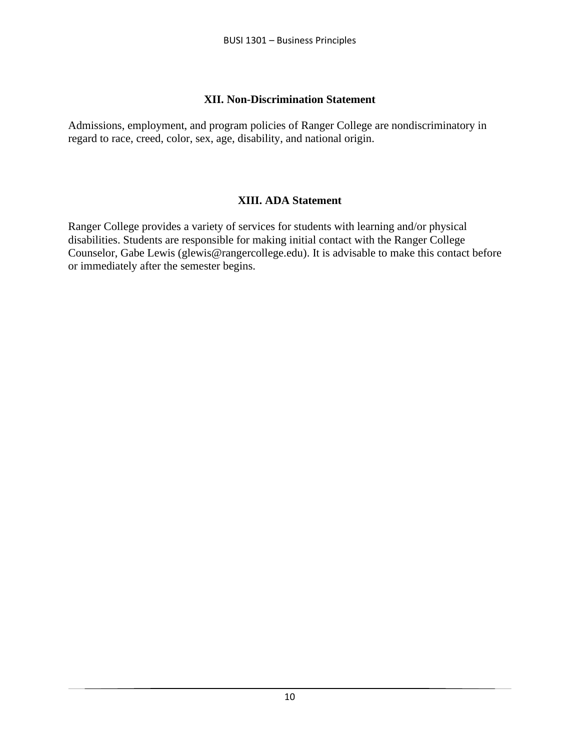## XII. Non-Discrimination Statement

Admissions, employment, and program policies of Ranger College are nondiscriminatory in regard to race, creed, color, sex, age, disability, and national origin.

## XIII. ADA Statement

Ranger College provides a variety of services for students with learning and/or physical disabilities. Students are responsible for making initial contact with the Ranger College Counselor, Gabe Lewis (glewis@rangercollege.edu). It is advisable to make this contact before or immediately after the semester begins.